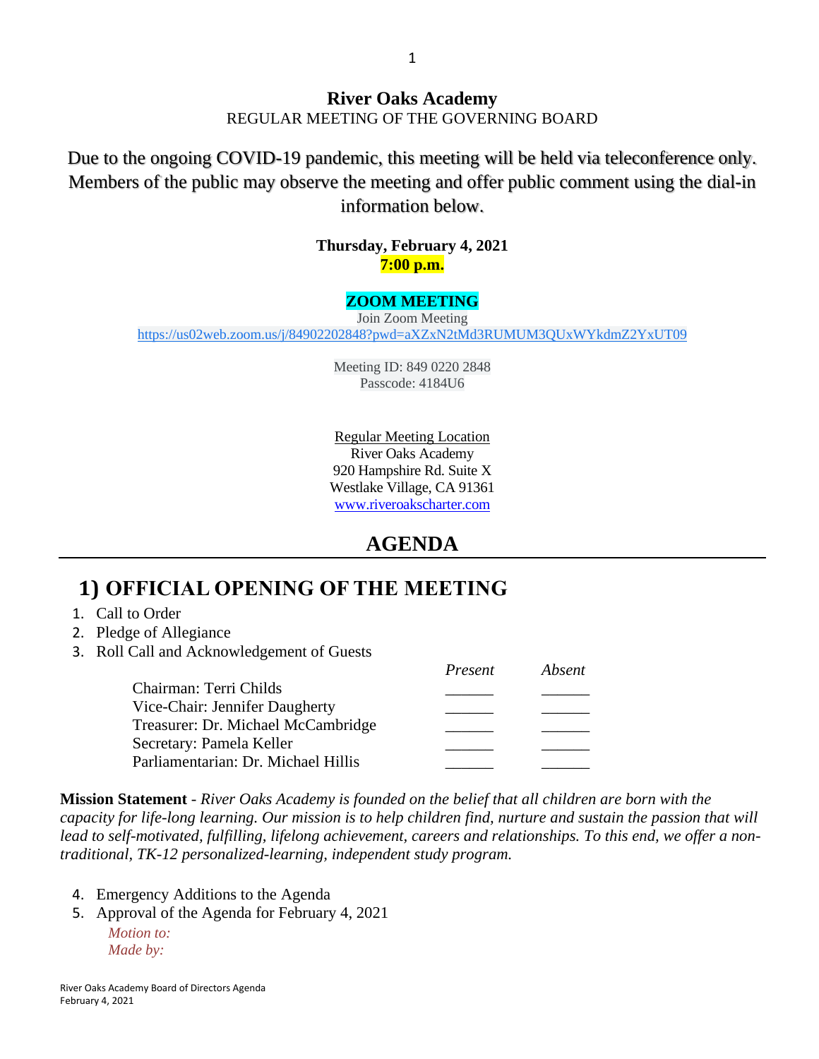# River Oaks Academy

REGULAR MEETING OF THE GOVERNING BOARD

Due to the ongoing COVID-19 pandemic, this meeting will be held via teleconference only. Members of the public may observe the meeting and offer public comment using the dial-in information below.

**Thursday, February 4, 2021**

**7:00 p.m.**

**ZOOM MEETING**

Join Zoom Meeting

https://us02web.zoom.us/j/84902202848?pwd=aXZxN2tMd3RUMUM3QUxWYkdmZ2YxUT09

Meeting ID: 849 0220 2848

Passcode: 4184U6

Regular Meeting Location

River Oaks Academy

920 Hampshire Rd. Suite X

Westlake Village, CA 91361

www.riveroakscharter.com

## AGENDA

## 1) OFFICIAL OPENING OF THE MEETING

1. Call to Order
2. Pledge of Allegiance
3. Roll Call and Acknowledgement of Guests

| | *Present* | *Absent* |
|---|---|---|
| Chairman: Terri Childs | ______ | ______ |
| Vice-Chair: Jennifer Daugherty | ______ | ______ |
| Treasurer: Dr. Michael McCambridge | ______ | ______ |
| Secretary: Pamela Keller | ______ | ______ |
| Parliamentarian: Dr. Michael Hillis | ______ | ______ |

**Mission Statement** - *River Oaks Academy is founded on the belief that all children are born with the capacity for life-long learning. Our mission is to help children find, nurture and sustain the passion that will lead to self-motivated, fulfilling, lifelong achievement, careers and relationships. To this end, we offer a non-traditional, TK-12 personalized-learning, independent study program.*

4. Emergency Additions to the Agenda
5. Approval of the Agenda for February 4, 2021

   *Motion to:*
   *Made by:*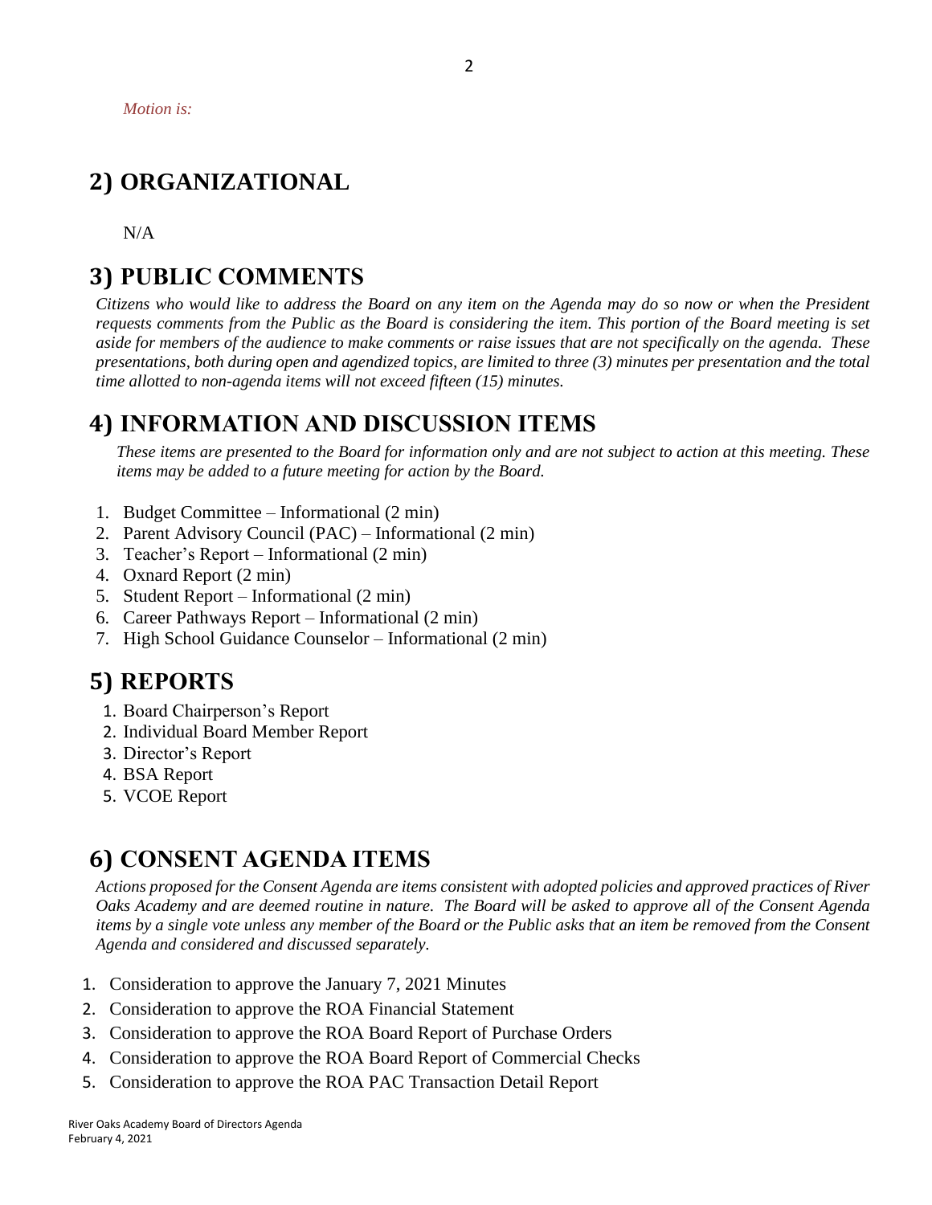*Motion is:*

## 2) ORGANIZATIONAL

N/A

## 3) PUBLIC COMMENTS

*Citizens who would like to address the Board on any item on the Agenda may do so now or when the President requests comments from the Public as the Board is considering the item. This portion of the Board meeting is set aside for members of the audience to make comments or raise issues that are not specifically on the agenda. These presentations, both during open and agendized topics, are limited to three (3) minutes per presentation and the total time allotted to non-agenda items will not exceed fifteen (15) minutes.*

## 4) INFORMATION AND DISCUSSION ITEMS

*These items are presented to the Board for information only and are not subject to action at this meeting. These items may be added to a future meeting for action by the Board.*

1. Budget Committee – Informational (2 min)
2. Parent Advisory Council (PAC) – Informational (2 min)
3. Teacher's Report – Informational (2 min)
4. Oxnard Report (2 min)
5. Student Report – Informational (2 min)
6. Career Pathways Report – Informational (2 min)
7. High School Guidance Counselor – Informational (2 min)

## 5) REPORTS

1. Board Chairperson's Report
2. Individual Board Member Report
3. Director's Report
4. BSA Report
5. VCOE Report

## 6) CONSENT AGENDA ITEMS

*Actions proposed for the Consent Agenda are items consistent with adopted policies and approved practices of River Oaks Academy and are deemed routine in nature. The Board will be asked to approve all of the Consent Agenda items by a single vote unless any member of the Board or the Public asks that an item be removed from the Consent Agenda and considered and discussed separately.*

1. Consideration to approve the January 7, 2021 Minutes
2. Consideration to approve the ROA Financial Statement
3. Consideration to approve the ROA Board Report of Purchase Orders
4. Consideration to approve the ROA Board Report of Commercial Checks
5. Consideration to approve the ROA PAC Transaction Detail Report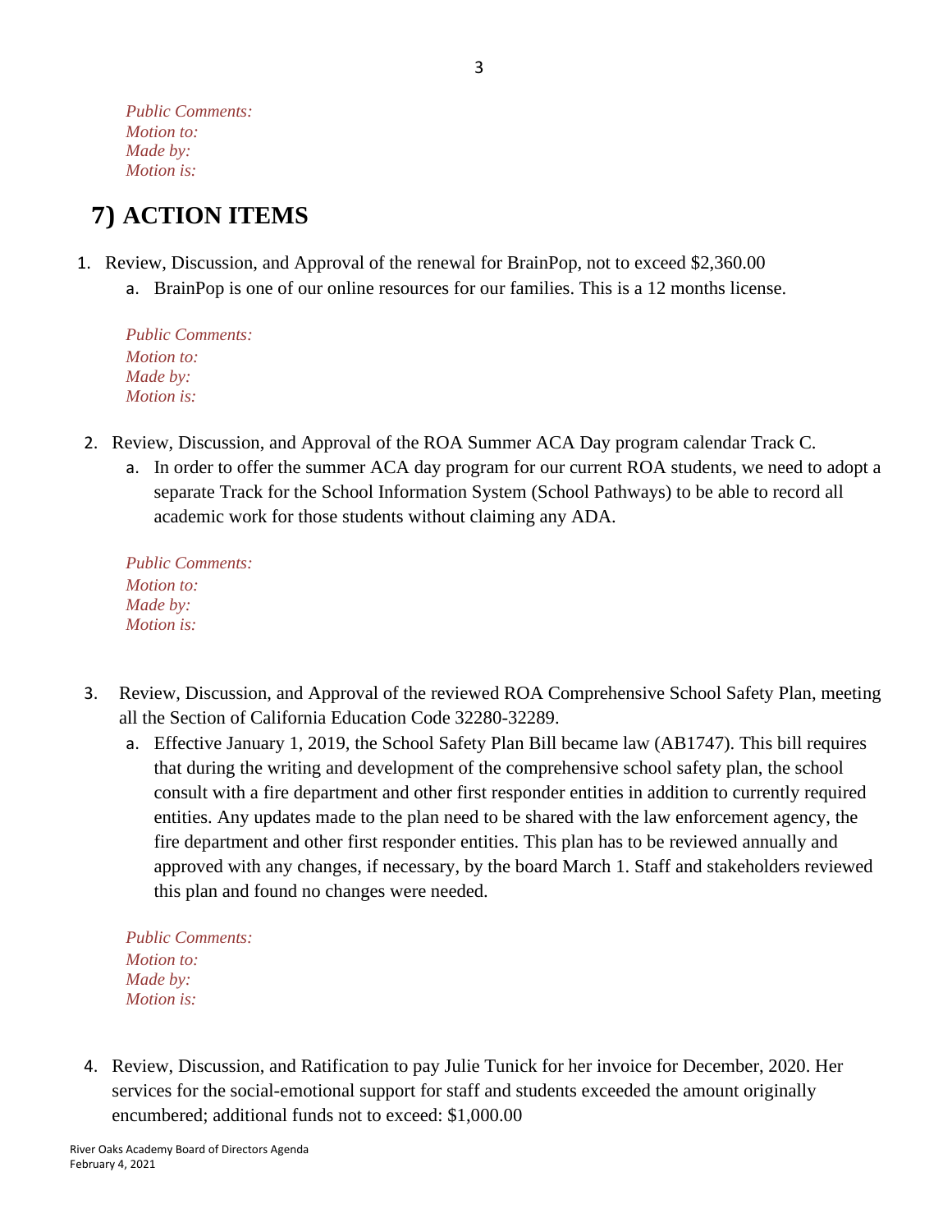*Public Comments:*
*Motion to:*
*Made by:*
*Motion is:*

## 7) ACTION ITEMS

1. Review, Discussion, and Approval of the renewal for BrainPop, not to exceed $2,360.00
   a. BrainPop is one of our online resources for our families. This is a 12 months license.

   *Public Comments:*
   *Motion to:*
   *Made by:*
   *Motion is:*

2. Review, Discussion, and Approval of the ROA Summer ACA Day program calendar Track C.
   a. In order to offer the summer ACA day program for our current ROA students, we need to adopt a separate Track for the School Information System (School Pathways) to be able to record all academic work for those students without claiming any ADA.

   *Public Comments:*
   *Motion to:*
   *Made by:*
   *Motion is:*

3. Review, Discussion, and Approval of the reviewed ROA Comprehensive School Safety Plan, meeting all the Section of California Education Code 32280-32289.
   a. Effective January 1, 2019, the School Safety Plan Bill became law (AB1747). This bill requires that during the writing and development of the comprehensive school safety plan, the school consult with a fire department and other first responder entities in addition to currently required entities. Any updates made to the plan need to be shared with the law enforcement agency, the fire department and other first responder entities. This plan has to be reviewed annually and approved with any changes, if necessary, by the board March 1. Staff and stakeholders reviewed this plan and found no changes were needed.

   *Public Comments:*
   *Motion to:*
   *Made by:*
   *Motion is:*

4. Review, Discussion, and Ratification to pay Julie Tunick for her invoice for December, 2020. Her services for the social-emotional support for staff and students exceeded the amount originally encumbered; additional funds not to exceed: $1,000.00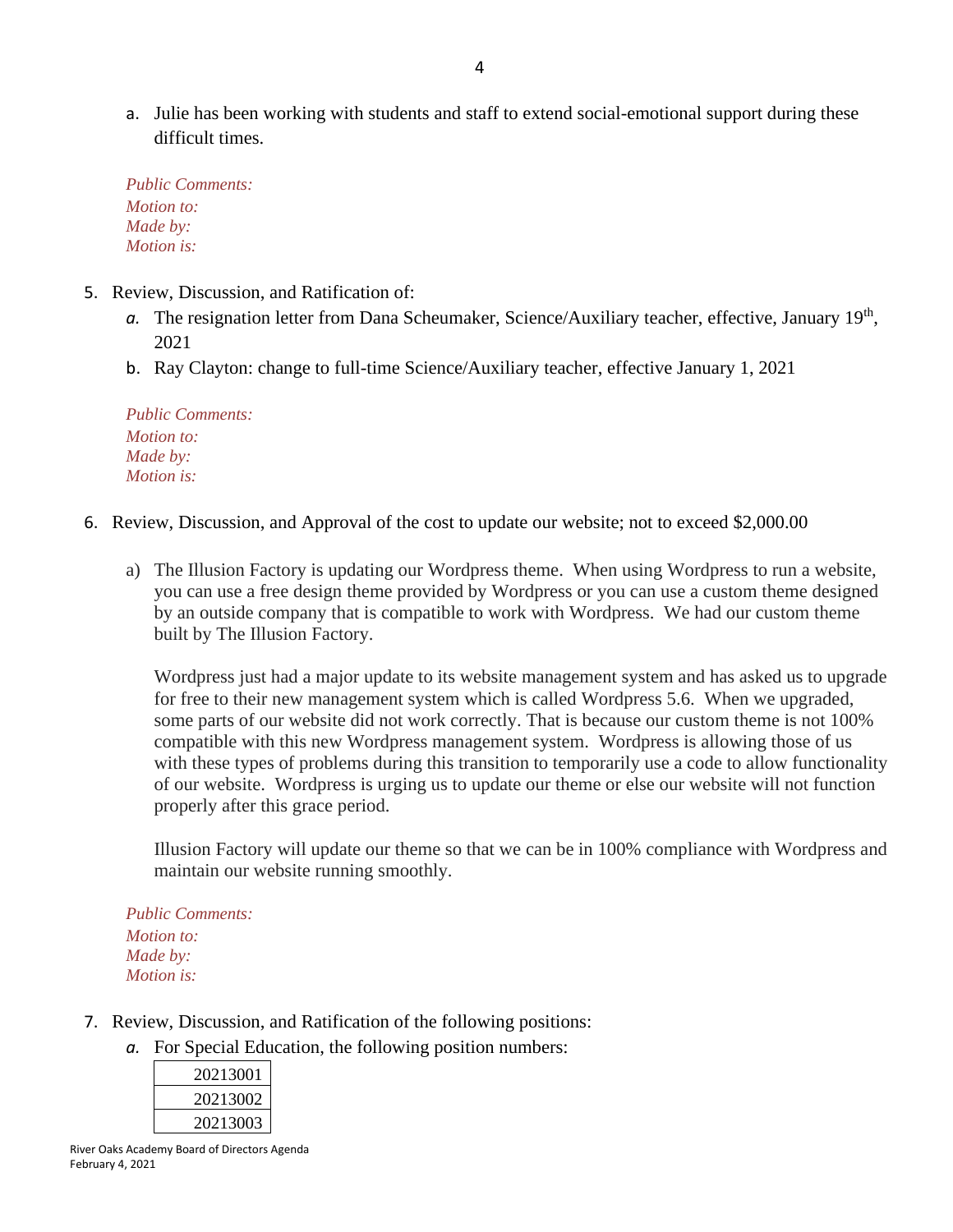a. Julie has been working with students and staff to extend social-emotional support during these difficult times.

*Public Comments:*
*Motion to:*
*Made by:*
*Motion is:*

5. Review, Discussion, and Ratification of:
   a. The resignation letter from Dana Scheumaker, Science/Auxiliary teacher, effective, January 19th, 2021
   b. Ray Clayton: change to full-time Science/Auxiliary teacher, effective January 1, 2021

*Public Comments:*
*Motion to:*
*Made by:*
*Motion is:*

6. Review, Discussion, and Approval of the cost to update our website; not to exceed $2,000.00

   a) The Illusion Factory is updating our Wordpress theme. When using Wordpress to run a website, you can use a free design theme provided by Wordpress or you can use a custom theme designed by an outside company that is compatible to work with Wordpress. We had our custom theme built by The Illusion Factory.

   Wordpress just had a major update to its website management system and has asked us to upgrade for free to their new management system which is called Wordpress 5.6. When we upgraded, some parts of our website did not work correctly. That is because our custom theme is not 100% compatible with this new Wordpress management system. Wordpress is allowing those of us with these types of problems during this transition to temporarily use a code to allow functionality of our website. Wordpress is urging us to update our theme or else our website will not function properly after this grace period.

   Illusion Factory will update our theme so that we can be in 100% compliance with Wordpress and maintain our website running smoothly.

*Public Comments:*
*Motion to:*
*Made by:*
*Motion is:*

7. Review, Discussion, and Ratification of the following positions:
   a. For Special Education, the following position numbers:

| 20213001 |
|---|
| 20213002 |
| 20213003 |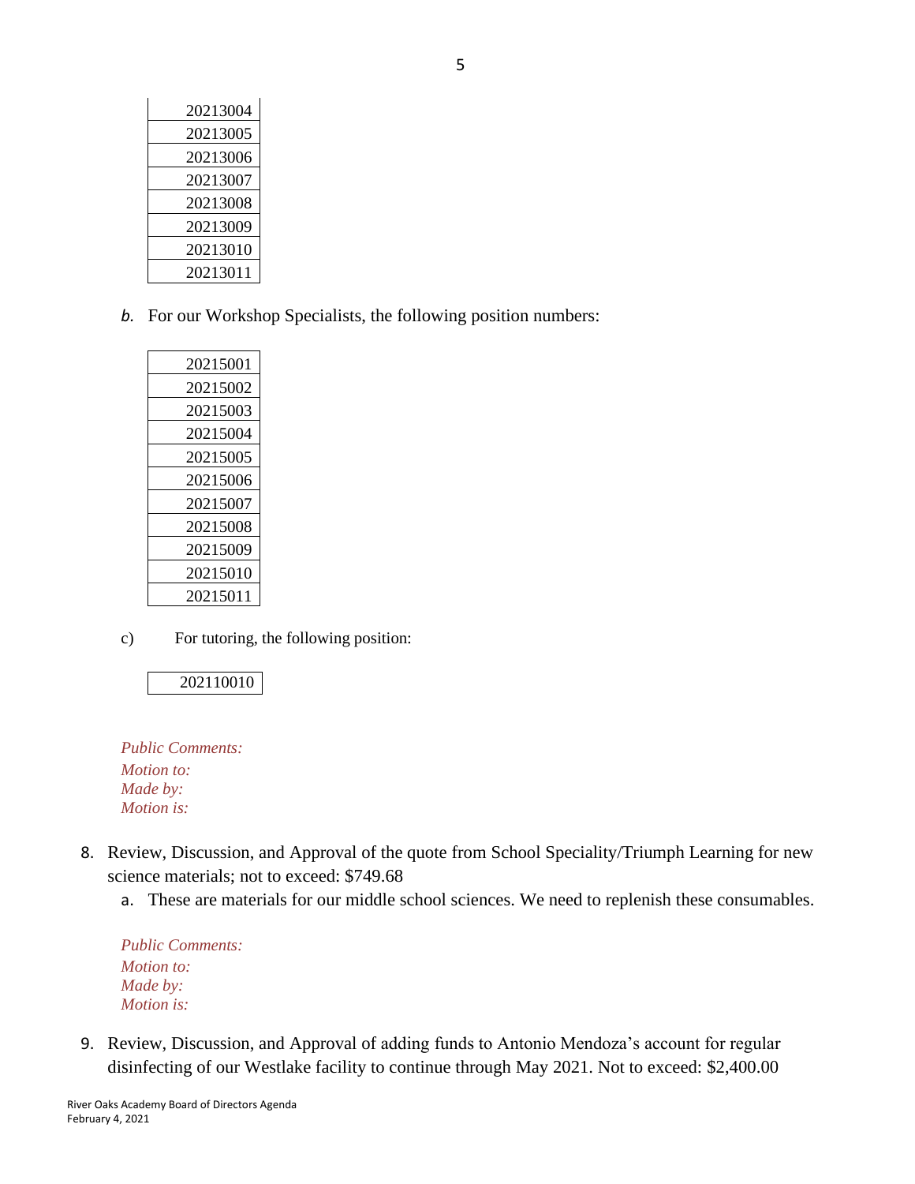| 20213004 |
|---|
| 20213005 |
| 20213006 |
| 20213007 |
| 20213008 |
| 20213009 |
| 20213010 |
| 20213011 |

*b.* For our Workshop Specialists, the following position numbers:

| 20215001 |
|---|
| 20215002 |
| 20215003 |
| 20215004 |
| 20215005 |
| 20215006 |
| 20215007 |
| 20215008 |
| 20215009 |
| 20215010 |
| 20215011 |

c) For tutoring, the following position:

| 202110010 |
|---|

*Public Comments:*
*Motion to:*
*Made by:*
*Motion is:*

8. Review, Discussion, and Approval of the quote from School Speciality/Triumph Learning for new science materials; not to exceed: $749.68
   a. These are materials for our middle school sciences. We need to replenish these consumables.

*Public Comments:*
*Motion to:*
*Made by:*
*Motion is:*

9. Review, Discussion, and Approval of adding funds to Antonio Mendoza's account for regular disinfecting of our Westlake facility to continue through May 2021. Not to exceed: $2,400.00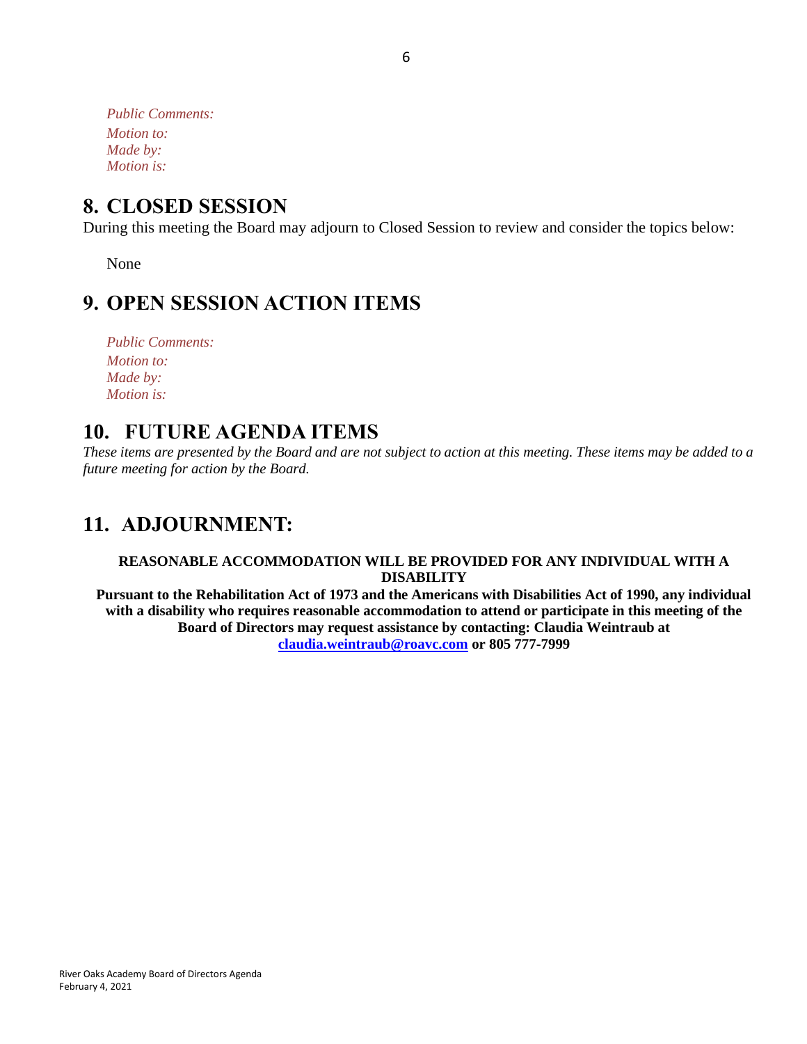*Public Comments:*
*Motion to:*
*Made by:*
*Motion is:*

## 8. CLOSED SESSION

During this meeting the Board may adjourn to Closed Session to review and consider the topics below:

None

## 9. OPEN SESSION ACTION ITEMS

*Public Comments:*
*Motion to:*
*Made by:*
*Motion is:*

## 10. FUTURE AGENDA ITEMS

*These items are presented by the Board and are not subject to action at this meeting. These items may be added to a future meeting for action by the Board.*

## 11. ADJOURNMENT:

**REASONABLE ACCOMMODATION WILL BE PROVIDED FOR ANY INDIVIDUAL WITH A DISABILITY**

**Pursuant to the Rehabilitation Act of 1973 and the Americans with Disabilities Act of 1990, any individual with a disability who requires reasonable accommodation to attend or participate in this meeting of the Board of Directors may request assistance by contacting: Claudia Weintraub at claudia.weintraub@roavc.com or 805 777-7999**